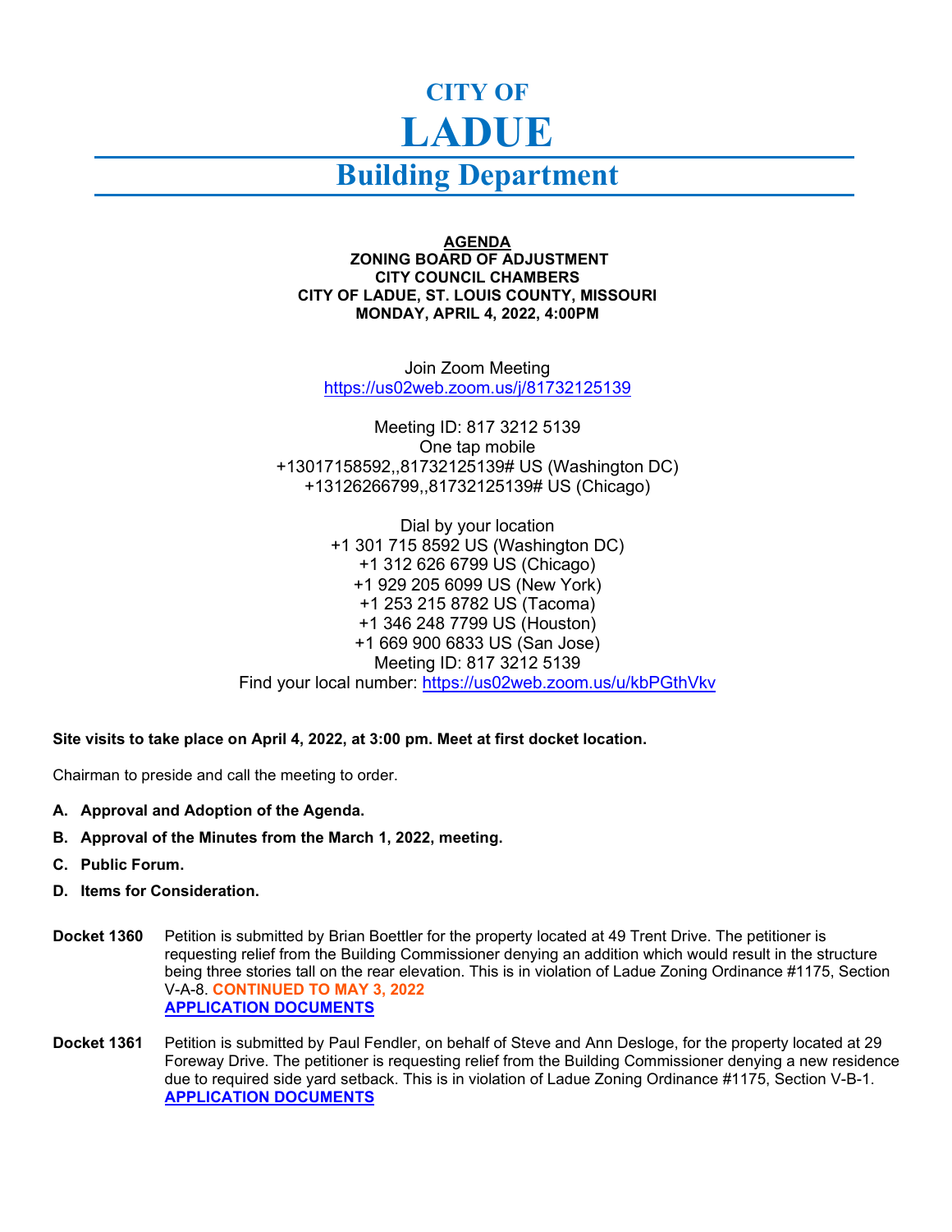# CITY OF LADUE

## Building Department

**AGENDA**
**ZONING BOARD OF ADJUSTMENT**
**CITY COUNCIL CHAMBERS**
**CITY OF LADUE, ST. LOUIS COUNTY, MISSOURI**
**MONDAY, APRIL 4, 2022, 4:00PM**

Join Zoom Meeting
https://us02web.zoom.us/j/81732125139

Meeting ID: 817 3212 5139
One tap mobile
+13017158592,,81732125139# US (Washington DC)
+13126266799,,81732125139# US (Chicago)

Dial by your location
+1 301 715 8592 US (Washington DC)
+1 312 626 6799 US (Chicago)
+1 929 205 6099 US (New York)
+1 253 215 8782 US (Tacoma)
+1 346 248 7799 US (Houston)
+1 669 900 6833 US (San Jose)
Meeting ID: 817 3212 5139
Find your local number: https://us02web.zoom.us/u/kbPGthVkv

**Site visits to take place on April 4, 2022, at 3:00 pm. Meet at first docket location.**

Chairman to preside and call the meeting to order.

**A. Approval and Adoption of the Agenda.**

**B. Approval of the Minutes from the March 1, 2022, meeting.**

**C. Public Forum.**

**D. Items for Consideration.**

**Docket 1360** Petition is submitted by Brian Boettler for the property located at 49 Trent Drive. The petitioner is requesting relief from the Building Commissioner denying an addition which would result in the structure being three stories tall on the rear elevation. This is in violation of Ladue Zoning Ordinance #1175, Section V-A-8. **CONTINUED TO MAY 3, 2022**
**APPLICATION DOCUMENTS**

**Docket 1361** Petition is submitted by Paul Fendler, on behalf of Steve and Ann Desloge, for the property located at 29 Foreway Drive. The petitioner is requesting relief from the Building Commissioner denying a new residence due to required side yard setback. This is in violation of Ladue Zoning Ordinance #1175, Section V-B-1.
**APPLICATION DOCUMENTS**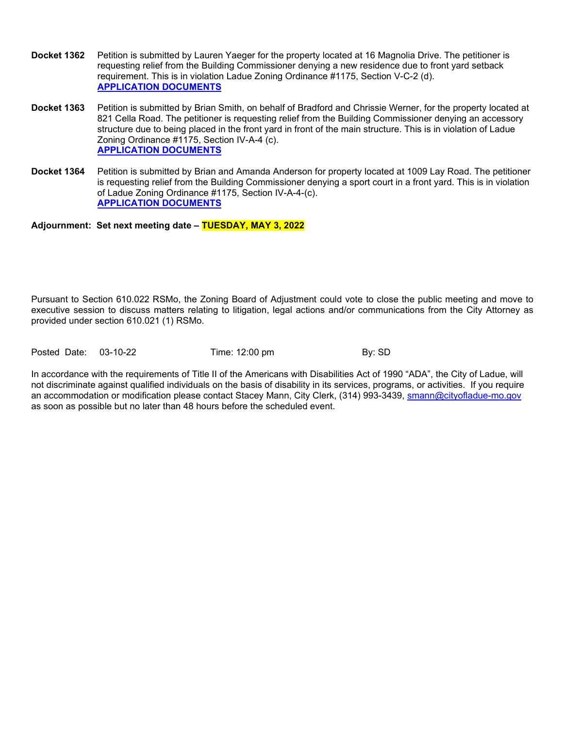**Docket 1362** Petition is submitted by Lauren Yaeger for the property located at 16 Magnolia Drive. The petitioner is requesting relief from the Building Commissioner denying a new residence due to front yard setback requirement. This is in violation Ladue Zoning Ordinance #1175, Section V-C-2 (d).
**APPLICATION DOCUMENTS**

**Docket 1363** Petition is submitted by Brian Smith, on behalf of Bradford and Chrissie Werner, for the property located at 821 Cella Road. The petitioner is requesting relief from the Building Commissioner denying an accessory structure due to being placed in the front yard in front of the main structure. This is in violation of Ladue Zoning Ordinance #1175, Section IV-A-4 (c).
**APPLICATION DOCUMENTS**

**Docket 1364** Petition is submitted by Brian and Amanda Anderson for property located at 1009 Lay Road. The petitioner is requesting relief from the Building Commissioner denying a sport court in a front yard. This is in violation of Ladue Zoning Ordinance #1175, Section IV-A-4-(c).
**APPLICATION DOCUMENTS**

**Adjournment: Set next meeting date – TUESDAY, MAY 3, 2022**

Pursuant to Section 610.022 RSMo, the Zoning Board of Adjustment could vote to close the public meeting and move to executive session to discuss matters relating to litigation, legal actions and/or communications from the City Attorney as provided under section 610.021 (1) RSMo.

Posted Date: 03-10-22 Time: 12:00 pm By: SD

In accordance with the requirements of Title II of the Americans with Disabilities Act of 1990 "ADA", the City of Ladue, will not discriminate against qualified individuals on the basis of disability in its services, programs, or activities. If you require an accommodation or modification please contact Stacey Mann, City Clerk, (314) 993-3439, smann@cityofladue-mo.gov as soon as possible but no later than 48 hours before the scheduled event.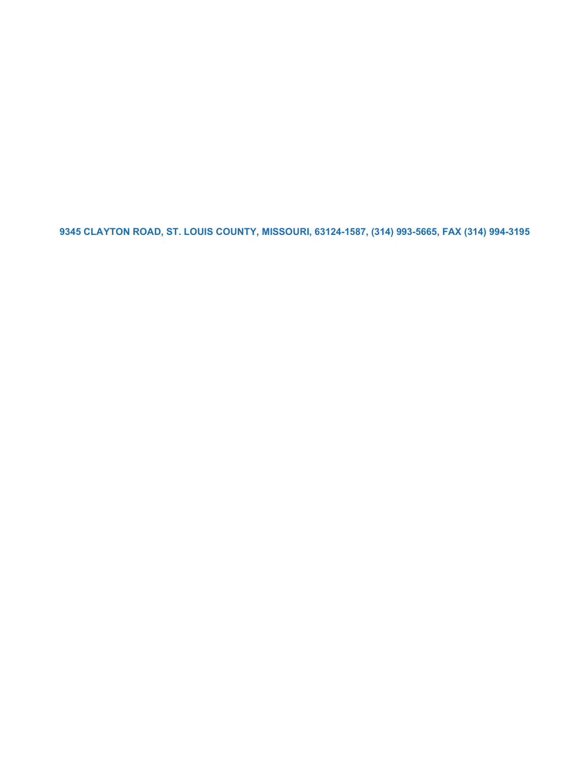**9345 CLAYTON ROAD, ST. LOUIS COUNTY, MISSOURI, 63124-1587, (314) 993-5665, FAX (314) 994-3195**